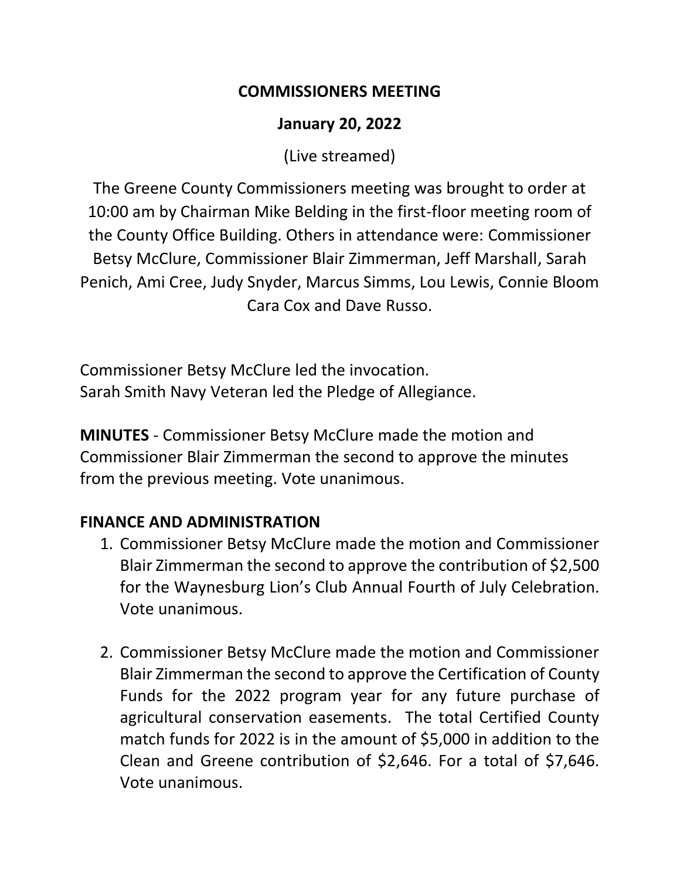# COMMISSIONERS MEETING

## January 20, 2022

(Live streamed)

The Greene County Commissioners meeting was brought to order at 10:00 am by Chairman Mike Belding in the first-floor meeting room of the County Office Building. Others in attendance were: Commissioner Betsy McClure, Commissioner Blair Zimmerman, Jeff Marshall, Sarah Penich, Ami Cree, Judy Snyder, Marcus Simms, Lou Lewis, Connie Bloom Cara Cox and Dave Russo.

Commissioner Betsy McClure led the invocation.
Sarah Smith Navy Veteran led the Pledge of Allegiance.

**MINUTES** - Commissioner Betsy McClure made the motion and Commissioner Blair Zimmerman the second to approve the minutes from the previous meeting. Vote unanimous.

**FINANCE AND ADMINISTRATION**

1. Commissioner Betsy McClure made the motion and Commissioner Blair Zimmerman the second to approve the contribution of $2,500 for the Waynesburg Lion's Club Annual Fourth of July Celebration. Vote unanimous.

2. Commissioner Betsy McClure made the motion and Commissioner Blair Zimmerman the second to approve the Certification of County Funds for the 2022 program year for any future purchase of agricultural conservation easements. The total Certified County match funds for 2022 is in the amount of $5,000 in addition to the Clean and Greene contribution of $2,646. For a total of $7,646. Vote unanimous.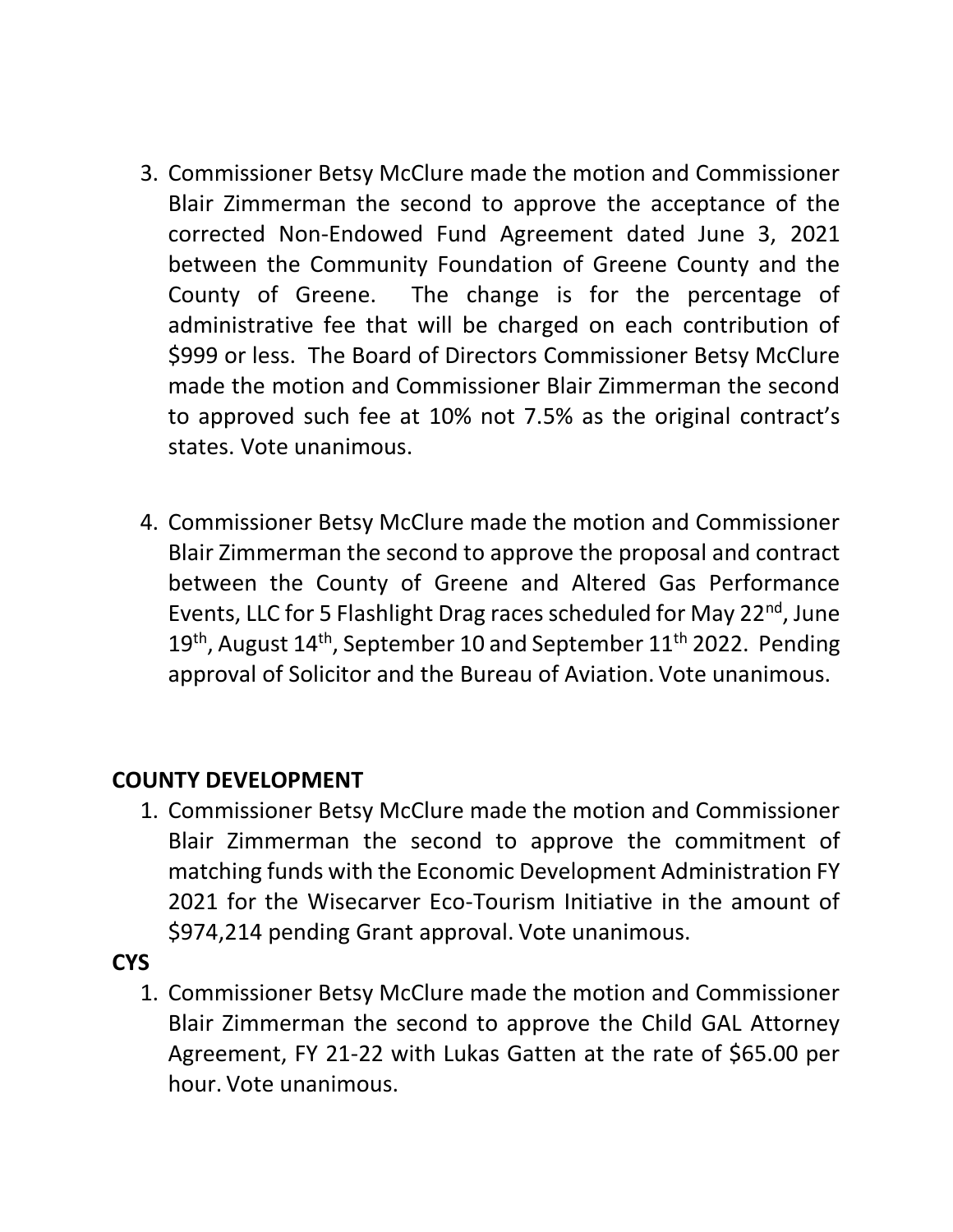3. Commissioner Betsy McClure made the motion and Commissioner Blair Zimmerman the second to approve the acceptance of the corrected Non-Endowed Fund Agreement dated June 3, 2021 between the Community Foundation of Greene County and the County of Greene. The change is for the percentage of administrative fee that will be charged on each contribution of $999 or less. The Board of Directors Commissioner Betsy McClure made the motion and Commissioner Blair Zimmerman the second to approved such fee at 10% not 7.5% as the original contract's states. Vote unanimous.

4. Commissioner Betsy McClure made the motion and Commissioner Blair Zimmerman the second to approve the proposal and contract between the County of Greene and Altered Gas Performance Events, LLC for 5 Flashlight Drag races scheduled for May 22nd, June 19th, August 14th, September 10 and September 11th 2022. Pending approval of Solicitor and the Bureau of Aviation. Vote unanimous.

**COUNTY DEVELOPMENT**

1. Commissioner Betsy McClure made the motion and Commissioner Blair Zimmerman the second to approve the commitment of matching funds with the Economic Development Administration FY 2021 for the Wisecarver Eco-Tourism Initiative in the amount of $974,214 pending Grant approval. Vote unanimous.

**CYS**

1. Commissioner Betsy McClure made the motion and Commissioner Blair Zimmerman the second to approve the Child GAL Attorney Agreement, FY 21-22 with Lukas Gatten at the rate of $65.00 per hour. Vote unanimous.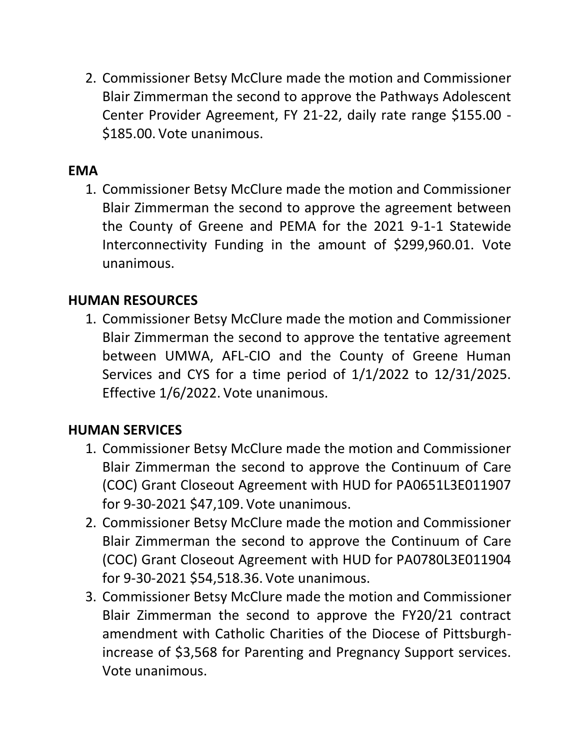2. Commissioner Betsy McClure made the motion and Commissioner Blair Zimmerman the second to approve the Pathways Adolescent Center Provider Agreement, FY 21-22, daily rate range $155.00 - $185.00. Vote unanimous.

**EMA**

1. Commissioner Betsy McClure made the motion and Commissioner Blair Zimmerman the second to approve the agreement between the County of Greene and PEMA for the 2021 9-1-1 Statewide Interconnectivity Funding in the amount of $299,960.01. Vote unanimous.

**HUMAN RESOURCES**

1. Commissioner Betsy McClure made the motion and Commissioner Blair Zimmerman the second to approve the tentative agreement between UMWA, AFL-CIO and the County of Greene Human Services and CYS for a time period of 1/1/2022 to 12/31/2025. Effective 1/6/2022. Vote unanimous.

**HUMAN SERVICES**

1. Commissioner Betsy McClure made the motion and Commissioner Blair Zimmerman the second to approve the Continuum of Care (COC) Grant Closeout Agreement with HUD for PA0651L3E011907 for 9-30-2021 $47,109. Vote unanimous.
2. Commissioner Betsy McClure made the motion and Commissioner Blair Zimmerman the second to approve the Continuum of Care (COC) Grant Closeout Agreement with HUD for PA0780L3E011904 for 9-30-2021 $54,518.36. Vote unanimous.
3. Commissioner Betsy McClure made the motion and Commissioner Blair Zimmerman the second to approve the FY20/21 contract amendment with Catholic Charities of the Diocese of Pittsburgh-increase of $3,568 for Parenting and Pregnancy Support services. Vote unanimous.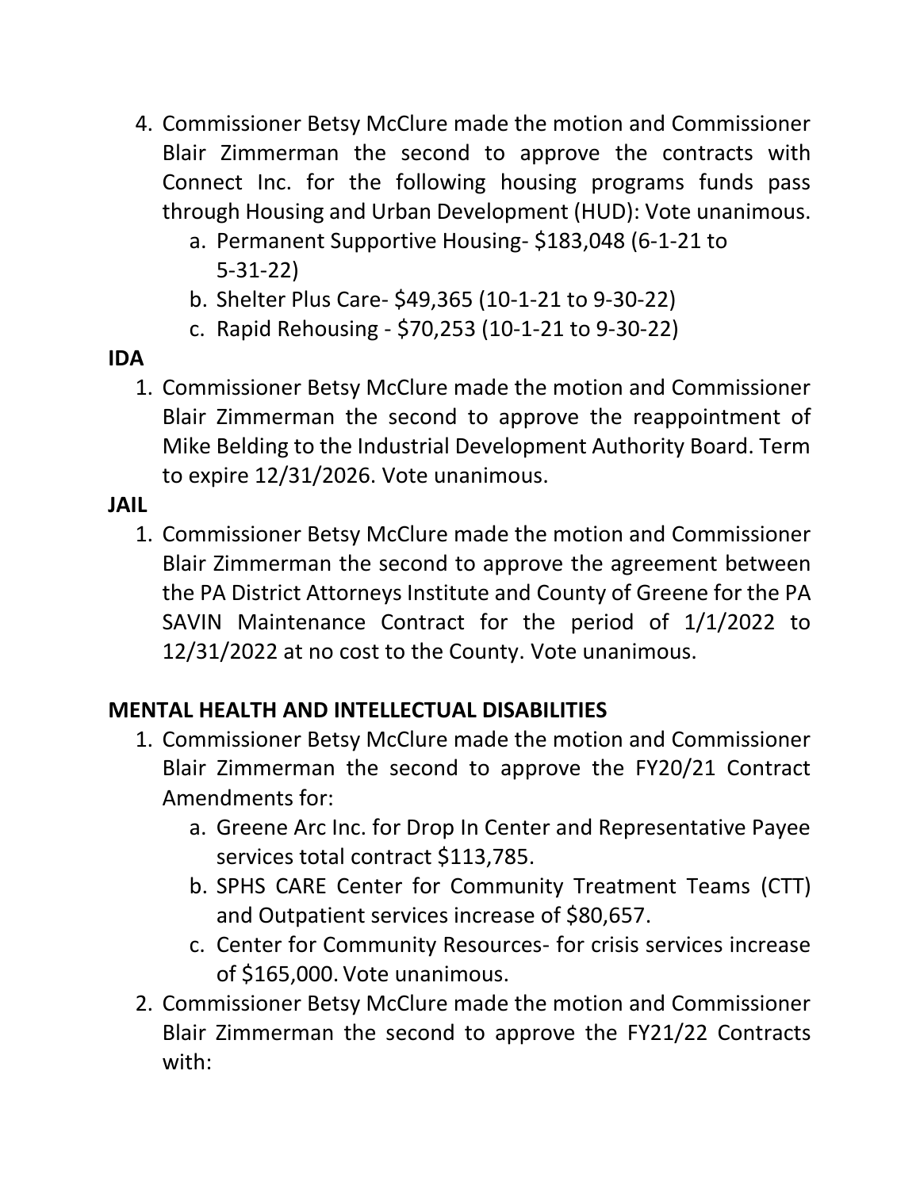4. Commissioner Betsy McClure made the motion and Commissioner Blair Zimmerman the second to approve the contracts with Connect Inc. for the following housing programs funds pass through Housing and Urban Development (HUD): Vote unanimous.
   a. Permanent Supportive Housing- $183,048 (6-1-21 to 5-31-22)
   b. Shelter Plus Care- $49,365 (10-1-21 to 9-30-22)
   c. Rapid Rehousing - $70,253 (10-1-21 to 9-30-22)

**IDA**

1. Commissioner Betsy McClure made the motion and Commissioner Blair Zimmerman the second to approve the reappointment of Mike Belding to the Industrial Development Authority Board. Term to expire 12/31/2026. Vote unanimous.

**JAIL**

1. Commissioner Betsy McClure made the motion and Commissioner Blair Zimmerman the second to approve the agreement between the PA District Attorneys Institute and County of Greene for the PA SAVIN Maintenance Contract for the period of 1/1/2022 to 12/31/2022 at no cost to the County. Vote unanimous.

**MENTAL HEALTH AND INTELLECTUAL DISABILITIES**

1. Commissioner Betsy McClure made the motion and Commissioner Blair Zimmerman the second to approve the FY20/21 Contract Amendments for:
   a. Greene Arc Inc. for Drop In Center and Representative Payee services total contract $113,785.
   b. SPHS CARE Center for Community Treatment Teams (CTT) and Outpatient services increase of $80,657.
   c. Center for Community Resources- for crisis services increase of $165,000. Vote unanimous.
2. Commissioner Betsy McClure made the motion and Commissioner Blair Zimmerman the second to approve the FY21/22 Contracts with: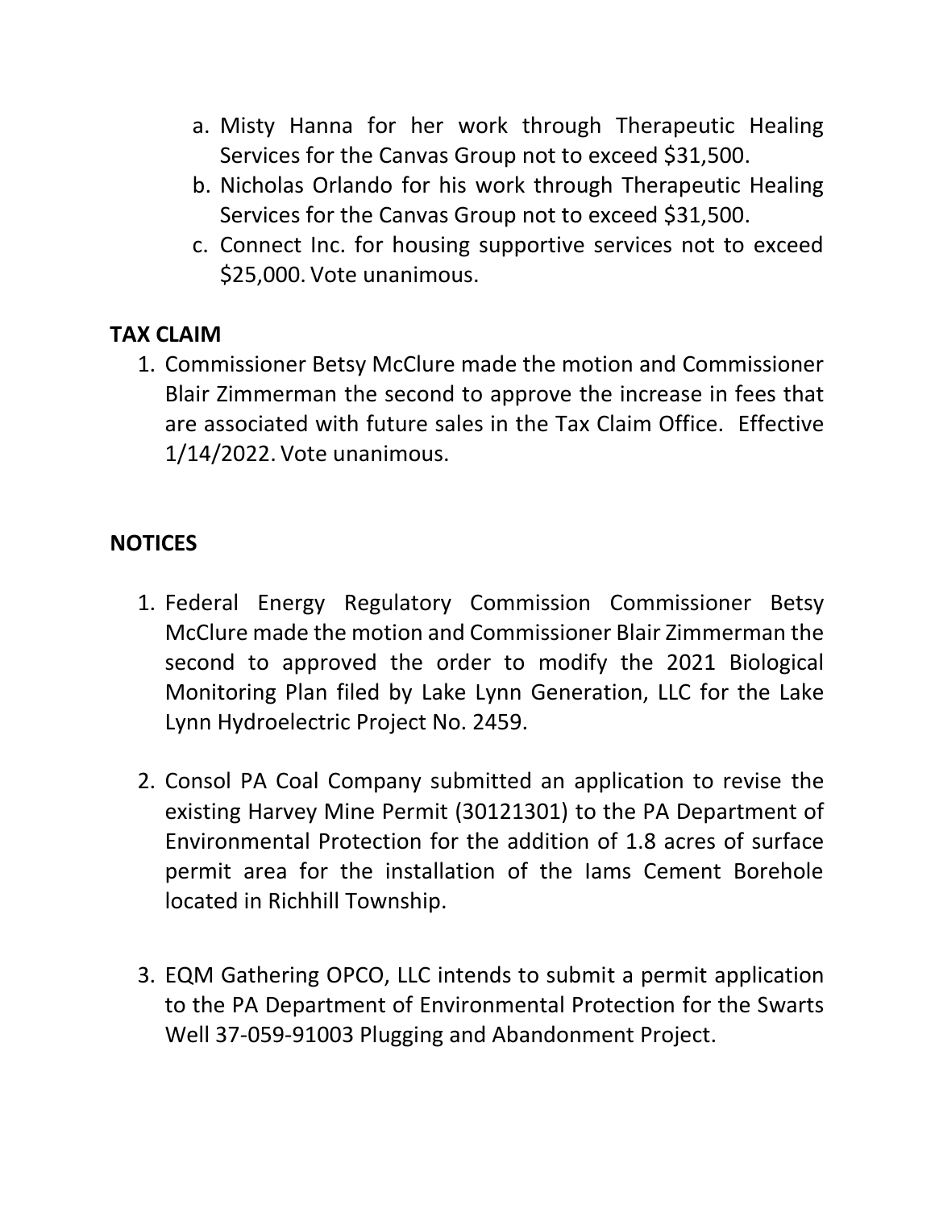a. Misty Hanna for her work through Therapeutic Healing Services for the Canvas Group not to exceed $31,500.
b. Nicholas Orlando for his work through Therapeutic Healing Services for the Canvas Group not to exceed $31,500.
c. Connect Inc. for housing supportive services not to exceed $25,000. Vote unanimous.

**TAX CLAIM**

1. Commissioner Betsy McClure made the motion and Commissioner Blair Zimmerman the second to approve the increase in fees that are associated with future sales in the Tax Claim Office. Effective 1/14/2022. Vote unanimous.

**NOTICES**

1. Federal Energy Regulatory Commission Commissioner Betsy McClure made the motion and Commissioner Blair Zimmerman the second to approved the order to modify the 2021 Biological Monitoring Plan filed by Lake Lynn Generation, LLC for the Lake Lynn Hydroelectric Project No. 2459.

2. Consol PA Coal Company submitted an application to revise the existing Harvey Mine Permit (30121301) to the PA Department of Environmental Protection for the addition of 1.8 acres of surface permit area for the installation of the Iams Cement Borehole located in Richhill Township.

3. EQM Gathering OPCO, LLC intends to submit a permit application to the PA Department of Environmental Protection for the Swarts Well 37-059-91003 Plugging and Abandonment Project.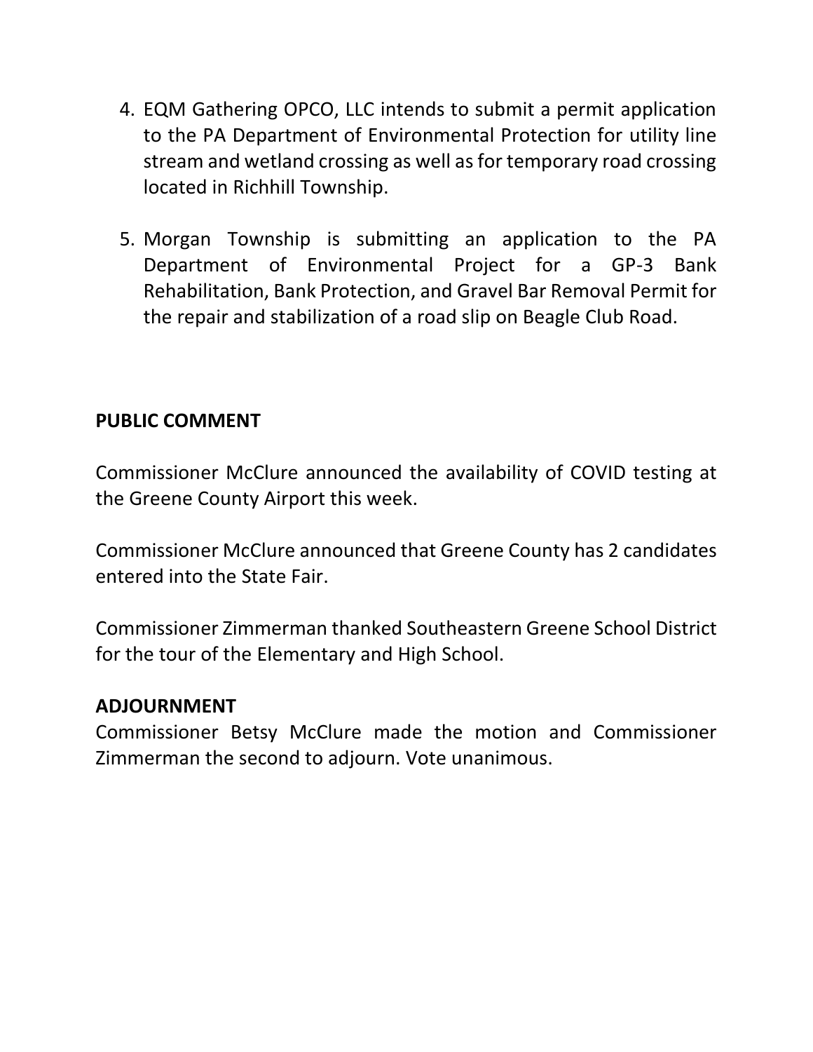4. EQM Gathering OPCO, LLC intends to submit a permit application to the PA Department of Environmental Protection for utility line stream and wetland crossing as well as for temporary road crossing located in Richhill Township.

5. Morgan Township is submitting an application to the PA Department of Environmental Project for a GP-3 Bank Rehabilitation, Bank Protection, and Gravel Bar Removal Permit for the repair and stabilization of a road slip on Beagle Club Road.

**PUBLIC COMMENT**

Commissioner McClure announced the availability of COVID testing at the Greene County Airport this week.

Commissioner McClure announced that Greene County has 2 candidates entered into the State Fair.

Commissioner Zimmerman thanked Southeastern Greene School District for the tour of the Elementary and High School.

**ADJOURNMENT**

Commissioner Betsy McClure made the motion and Commissioner Zimmerman the second to adjourn. Vote unanimous.